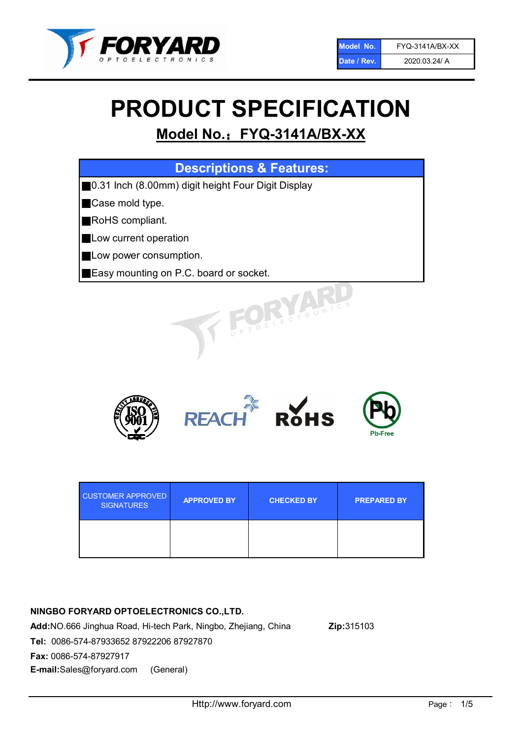| Model No. | FYQ-3141A/BX-XX |
| --- | --- |
| Date / Rev. | 2020.03.24/ A |

# PRODUCT SPECIFICATION

## Model No.： FYQ-3141A/BX-XX

| Descriptions & Features: |
| --- |
| ■0.31 Inch (8.00mm) digit height Four Digit Display |
| ■Case mold type. |
| ■RoHS compliant. |
| ■Low current operation |
| ■Low power consumption. |
| ■Easy mounting on P.C. board or socket. |

| CUSTOMER APPROVED SIGNATURES | APPROVED BY | CHECKED BY | PREPARED BY |
| --- | --- | --- | --- |
| | | | |

**NINGBO FORYARD OPTOELECTRONICS CO.,LTD.**

**Add:**NO.666 Jinghua Road, Hi-tech Park, Ningbo, Zhejiang, China **Zip:**315103

**Tel:** 0086-574-87933652 87922206 87927870

**Fax:** 0086-574-87927917

**E-mail:**Sales@foryard.com (General)

Http://www.foryard.com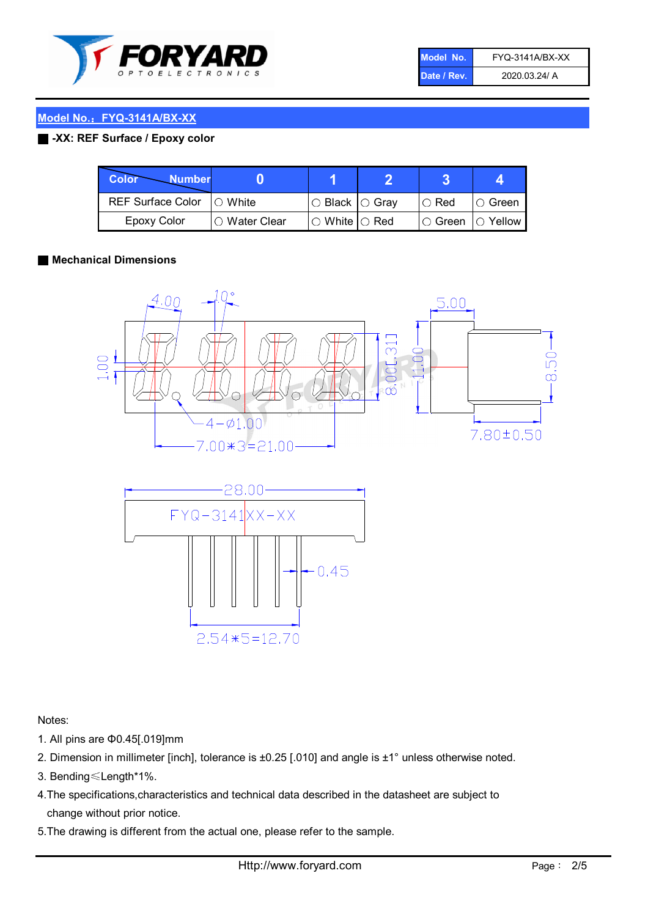| Model No. | FYQ-3141A/BX-XX |
| --- | --- |
| Date / Rev. | 2020.03.24/ A |

## Model No.：FYQ-3141A/BX-XX

### -XX: REF Surface / Epoxy color

| Color \ Number | 0 | 1 | 2 | 3 | 4 |
| --- | --- | --- | --- | --- | --- |
| REF Surface Color | ○ White | ○ Black | ○ Gray | ○ Red | ○ Green |
| Epoxy Color | ○ Water Clear | ○ White | ○ Red | ○ Green | ○ Yellow |

### Mechanical Dimensions

Notes:

1. All pins are Φ0.45[.019]mm
2. Dimension in millimeter [inch], tolerance is ±0.25 [.010] and angle is ±1° unless otherwise noted.
3. Bending≤Length*1%.
4. The specifications,characteristics and technical data described in the datasheet are subject to change without prior notice.
5. The drawing is different from the actual one, please refer to the sample.

Http://www.foryard.com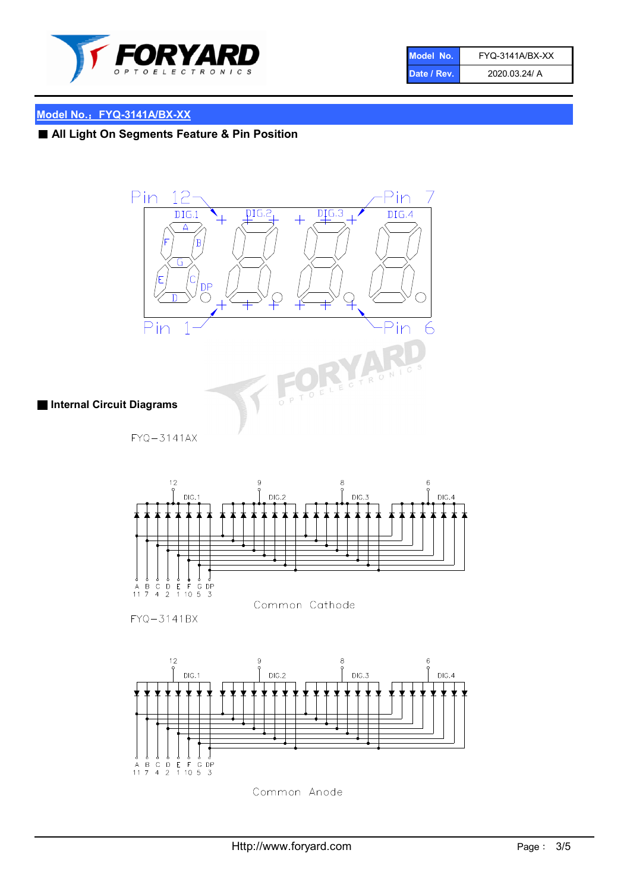| Model No. | FYQ-3141A/BX-XX |
| --- | --- |
| Date / Rev. | 2020.03.24/ A |

## Model No.：FYQ-3141A/BX-XX

### ■ All Light On Segments Feature & Pin Position

Pin 12 — DIG.1, DIG.2, DIG.3, DIG.4 — Pin 7

A, B, C, D, E, F, G, DP

Pin 1 — Pin 6

### ■ Internal Circuit Diagrams

FYQ−3141AX

12 DIG.1 · 9 DIG.2 · 8 DIG.3 · 6 DIG.4

| A | B | C | D | E | F | G | DP |
| --- | --- | --- | --- | --- | --- | --- | --- |
| 11 | 7 | 4 | 2 | 1 | 10 | 5 | 3 |

Common Cathode

FYQ−3141BX

12 DIG.1 · 9 DIG.2 · 8 DIG.3 · 6 DIG.4

| A | B | C | D | E | F | G | DP |
| --- | --- | --- | --- | --- | --- | --- | --- |
| 11 | 7 | 4 | 2 | 1 | 10 | 5 | 3 |

Common Anode

Http://www.foryard.com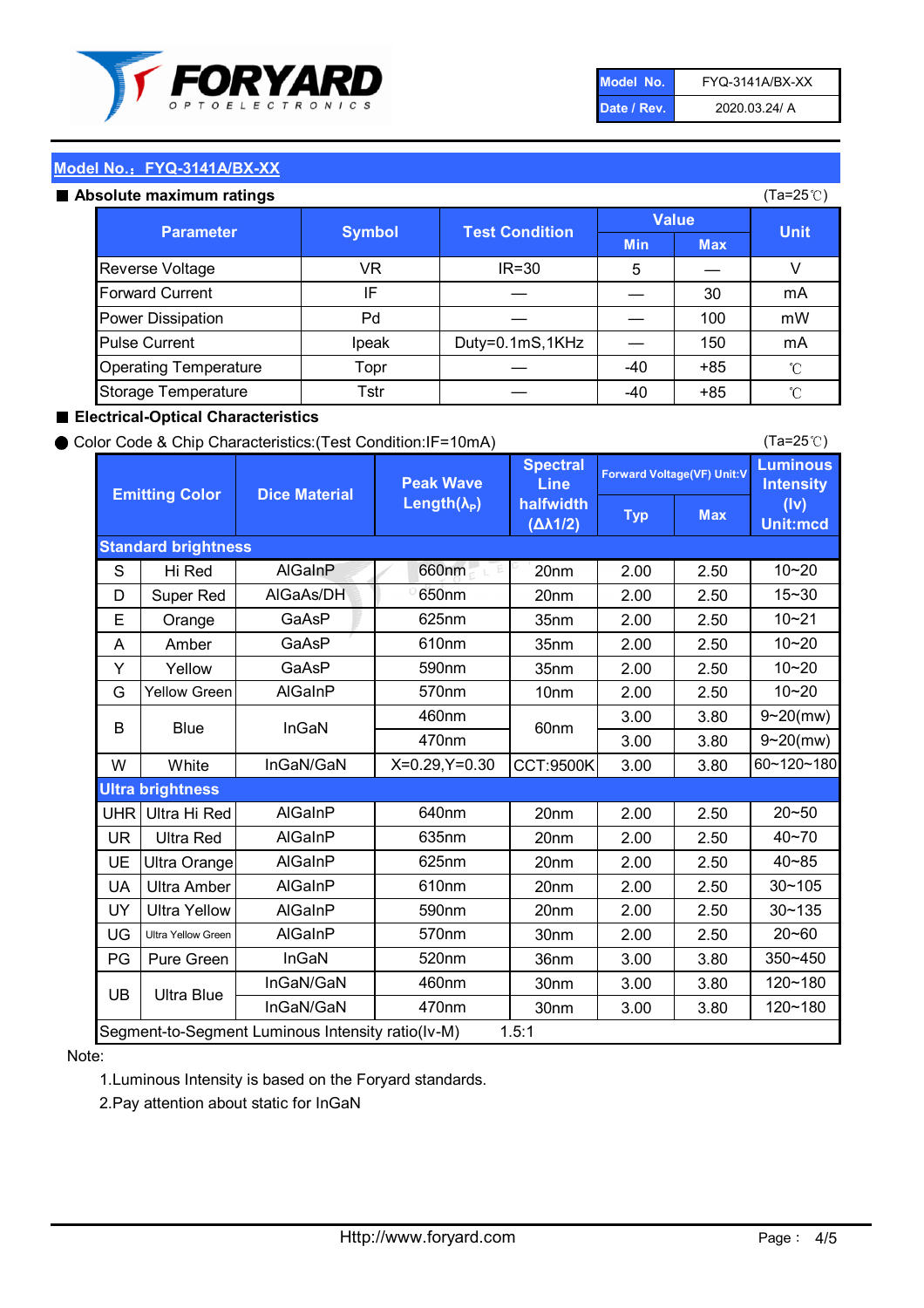| Model No. | FYQ-3141A/BX-XX |
|---|---|
| Date / Rev. | 2020.03.24/ A |

## Model No.：FYQ-3141A/BX-XX

### ■ Absolute maximum ratings

(Ta=25℃)

| Parameter | Symbol | Test Condition | Value | | Unit |
|---|---|---|---|---|---|
| | | | Min | Max | |
| Reverse Voltage | VR | IR=30 | 5 | — | V |
| Forward Current | IF | — | — | 30 | mA |
| Power Dissipation | Pd | — | — | 100 | mW |
| Pulse Current | Ipeak | Duty=0.1mS,1KHz | — | 150 | mA |
| Operating Temperature | Topr | — | -40 | +85 | ℃ |
| Storage Temperature | Tstr | — | -40 | +85 | ℃ |

### ■ Electrical-Optical Characteristics

● Color Code & Chip Characteristics:(Test Condition:IF=10mA)

(Ta=25℃)

| Emitting Color | | Dice Material | Peak Wave Length($\lambda_P$) | Spectral Line halfwidth ($\Delta\lambda 1/2$) | Forward Voltage(VF) Unit:V | | Luminous Intensity (Iv) Unit:mcd |
|---|---|---|---|---|---|---|---|
| | | | | | Typ | Max | |
| **Standard brightness** | | | | | | | |
| S | Hi Red | AlGaInP | 660nm | 20nm | 2.00 | 2.50 | 10~20 |
| D | Super Red | AlGaAs/DH | 650nm | 20nm | 2.00 | 2.50 | 15~30 |
| E | Orange | GaAsP | 625nm | 35nm | 2.00 | 2.50 | 10~21 |
| A | Amber | GaAsP | 610nm | 35nm | 2.00 | 2.50 | 10~20 |
| Y | Yellow | GaAsP | 590nm | 35nm | 2.00 | 2.50 | 10~20 |
| G | Yellow Green | AlGaInP | 570nm | 10nm | 2.00 | 2.50 | 10~20 |
| B | Blue | InGaN | 460nm | 60nm | 3.00 | 3.80 | 9~20(mw) |
| | | | 470nm | | 3.00 | 3.80 | 9~20(mw) |
| W | White | InGaN/GaN | X=0.29,Y=0.30 | CCT:9500K | 3.00 | 3.80 | 60~120~180 |
| **Ultra brightness** | | | | | | | |
| UHR | Ultra Hi Red | AlGaInP | 640nm | 20nm | 2.00 | 2.50 | 20~50 |
| UR | Ultra Red | AlGaInP | 635nm | 20nm | 2.00 | 2.50 | 40~70 |
| UE | Ultra Orange | AlGaInP | 625nm | 20nm | 2.00 | 2.50 | 40~85 |
| UA | Ultra Amber | AlGaInP | 610nm | 20nm | 2.00 | 2.50 | 30~105 |
| UY | Ultra Yellow | AlGaInP | 590nm | 20nm | 2.00 | 2.50 | 30~135 |
| UG | Ultra Yellow Green | AlGaInP | 570nm | 30nm | 2.00 | 2.50 | 20~60 |
| PG | Pure Green | InGaN | 520nm | 36nm | 3.00 | 3.80 | 350~450 |
| UB | Ultra Blue | InGaN/GaN | 460nm | 30nm | 3.00 | 3.80 | 120~180 |
| | | InGaN/GaN | 470nm | 30nm | 3.00 | 3.80 | 120~180 |
| Segment-to-Segment Luminous Intensity ratio(Iv-M) | | | 1.5:1 | | | | |

Note:

1.Luminous Intensity is based on the Foryard standards.

2.Pay attention about static for InGaN

Http://www.foryard.com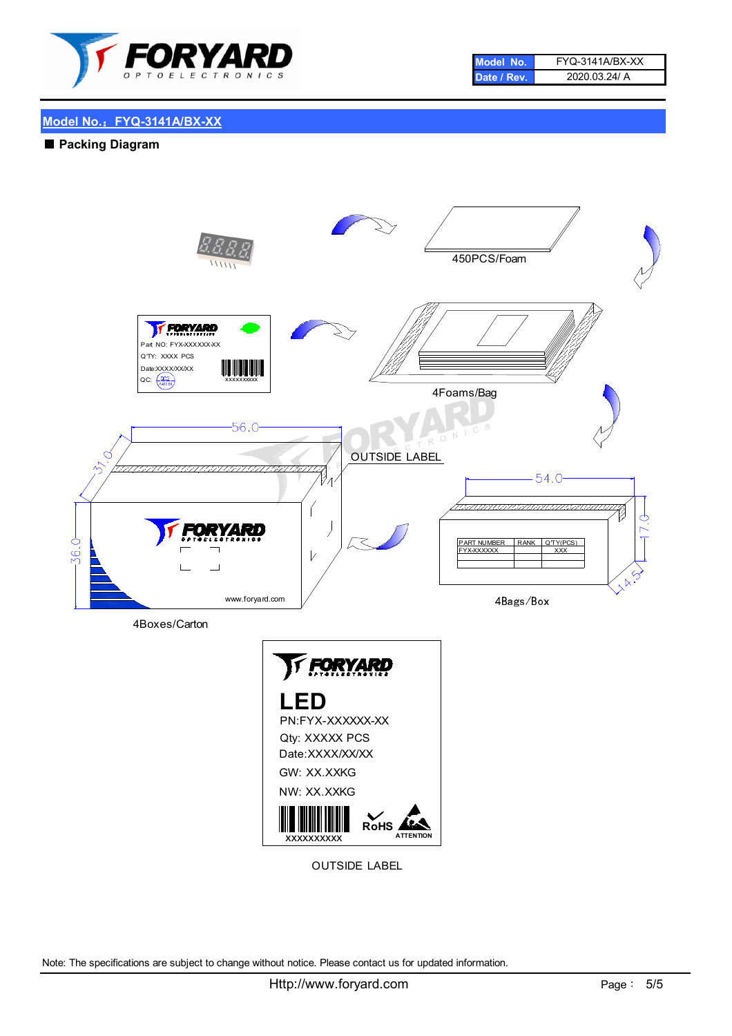| Model No. | FYQ-3141A/BX-XX |
| --- | --- |
| Date / Rev. | 2020.03.24/ A |

## Model No.：FYQ-3141A/BX-XX

■ **Packing Diagram**

450PCS/Foam

Part NO: FYX-XXXXXX-XX
Q'TY: XXXX PCS
Date:XXXX/XX/XX
QC:

4Foams/Bag

56.0
31.0
36.0

OUTSIDE LABEL

54.0
17.0
14.5

| PART NUMBER | RANK | Q'TY(PCS) |
| --- | --- | --- |
| FYX-XXXXXX | | XXX |

www.foryard.com

4Boxes/Carton

4Bags/Box

**LED**
PN:FYX-XXXXXX-XX
Qty: XXXXX PCS
Date:XXXX/XX/XX
GW: XX.XXKG
NW: XX.XXKG
XXXXXXXXXX
RoHS
ATTENTION

OUTSIDE LABEL

Note: The specifications are subject to change without notice. Please contact us for updated information.